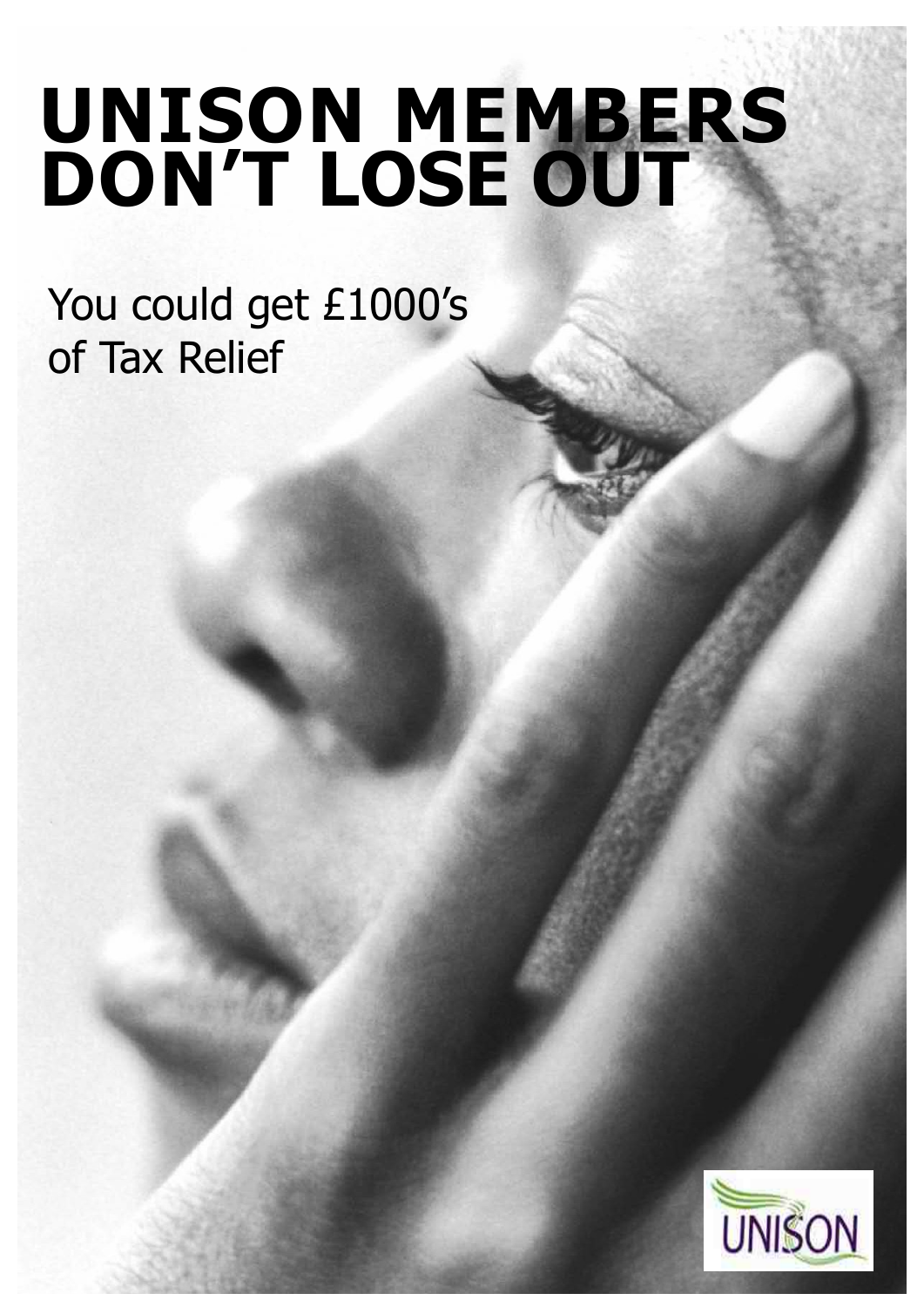# UNISON MEMBERS DON'T LOSE OUT

You could get £1000's of Tax Relief

UNISON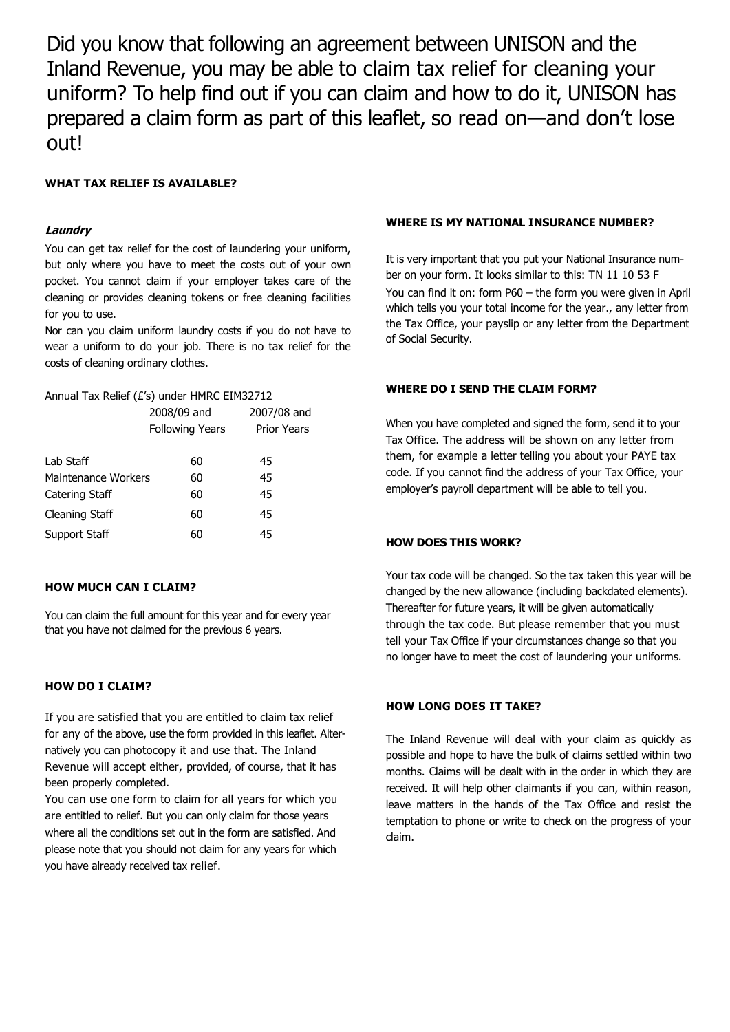Did you know that following an agreement between UNISON and the Inland Revenue, you may be able to claim tax relief for cleaning your uniform? To help find out if you can claim and how to do it, UNISON has prepared a claim form as part of this leaflet, so read on—and don't lose out!

**WHAT TAX RELIEF IS AVAILABLE?**

***Laundry***

You can get tax relief for the cost of laundering your uniform, but only where you have to meet the costs out of your own pocket. You cannot claim if your employer takes care of the cleaning or provides cleaning tokens or free cleaning facilities for you to use.

Nor can you claim uniform laundry costs if you do not have to wear a uniform to do your job. There is no tax relief for the costs of cleaning ordinary clothes.

Annual Tax Relief (£'s) under HMRC EIM32712

| | 2008/09 and Following Years | 2007/08 and Prior Years |
|---|---|---|
| Lab Staff | 60 | 45 |
| Maintenance Workers | 60 | 45 |
| Catering Staff | 60 | 45 |
| Cleaning Staff | 60 | 45 |
| Support Staff | 60 | 45 |

**HOW MUCH CAN I CLAIM?**

You can claim the full amount for this year and for every year that you have not claimed for the previous 6 years.

**HOW DO I CLAIM?**

If you are satisfied that you are entitled to claim tax relief for any of the above, use the form provided in this leaflet. Alternatively you can photocopy it and use that. The Inland Revenue will accept either, provided, of course, that it has been properly completed.

You can use one form to claim for all years for which you are entitled to relief. But you can only claim for those years where all the conditions set out in the form are satisfied. And please note that you should not claim for any years for which you have already received tax relief.

**WHERE IS MY NATIONAL INSURANCE NUMBER?**

It is very important that you put your National Insurance number on your form. It looks similar to this: TN 11 10 53 F

You can find it on: form P60 – the form you were given in April which tells you your total income for the year., any letter from the Tax Office, your payslip or any letter from the Department of Social Security.

**WHERE DO I SEND THE CLAIM FORM?**

When you have completed and signed the form, send it to your Tax Office. The address will be shown on any letter from them, for example a letter telling you about your PAYE tax code. If you cannot find the address of your Tax Office, your employer's payroll department will be able to tell you.

**HOW DOES THIS WORK?**

Your tax code will be changed. So the tax taken this year will be changed by the new allowance (including backdated elements). Thereafter for future years, it will be given automatically through the tax code. But please remember that you must tell your Tax Office if your circumstances change so that you no longer have to meet the cost of laundering your uniforms.

**HOW LONG DOES IT TAKE?**

The Inland Revenue will deal with your claim as quickly as possible and hope to have the bulk of claims settled within two months. Claims will be dealt with in the order in which they are received. It will help other claimants if you can, within reason, leave matters in the hands of the Tax Office and resist the temptation to phone or write to check on the progress of your claim.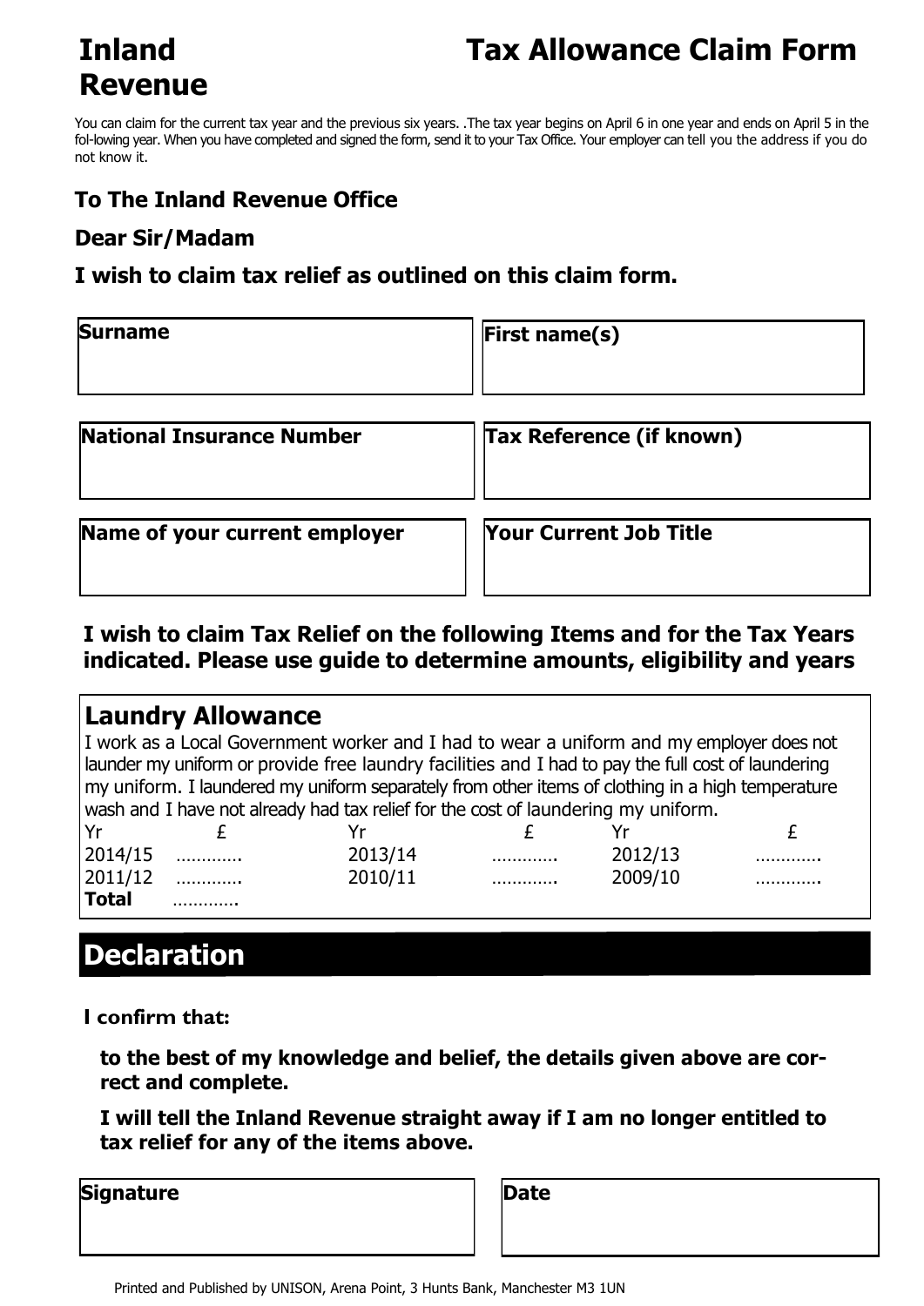# Inland Revenue

# Tax Allowance Claim Form

You can claim for the current tax year and the previous six years. .The tax year begins on April 6 in one year and ends on April 5 in the fol-lowing year. When you have completed and signed the form, send it to your Tax Office. Your employer can tell you the address if you do not know it.

**To The Inland Revenue Office**

**Dear Sir/Madam**

**I wish to claim tax relief as outlined on this claim form.**

| **Surname** | **First name(s)** |
|---|---|
| | |

| **National Insurance Number** | **Tax Reference (if known)** |
|---|---|
| | |

| **Name of your current employer** | **Your Current Job Title** |
|---|---|
| | |

**I wish to claim Tax Relief on the following Items and for the Tax Years indicated. Please use guide to determine amounts, eligibility and years**

## Laundry Allowance

I work as a Local Government worker and I had to wear a uniform and my employer does not launder my uniform or provide free laundry facilities and I had to pay the full cost of laundering my uniform. I laundered my uniform separately from other items of clothing in a high temperature wash and I have not already had tax relief for the cost of laundering my uniform.

| Yr | £ | Yr | £ | Yr | £ |
|---|---|---|---|---|---|
| 2014/15 | ………… | 2013/14 | ………… | 2012/13 | ………… |
| 2011/12 | ………… | 2010/11 | ………… | 2009/10 | ………… |
| **Total** | ………… | | | | |

## Declaration

**I confirm that:**

**to the best of my knowledge and belief, the details given above are correct and complete.**

**I will tell the Inland Revenue straight away if I am no longer entitled to tax relief for any of the items above.**

| **Signature** | **Date** |
|---|---|
| | |

Printed and Published by UNISON, Arena Point, 3 Hunts Bank, Manchester M3 1UN